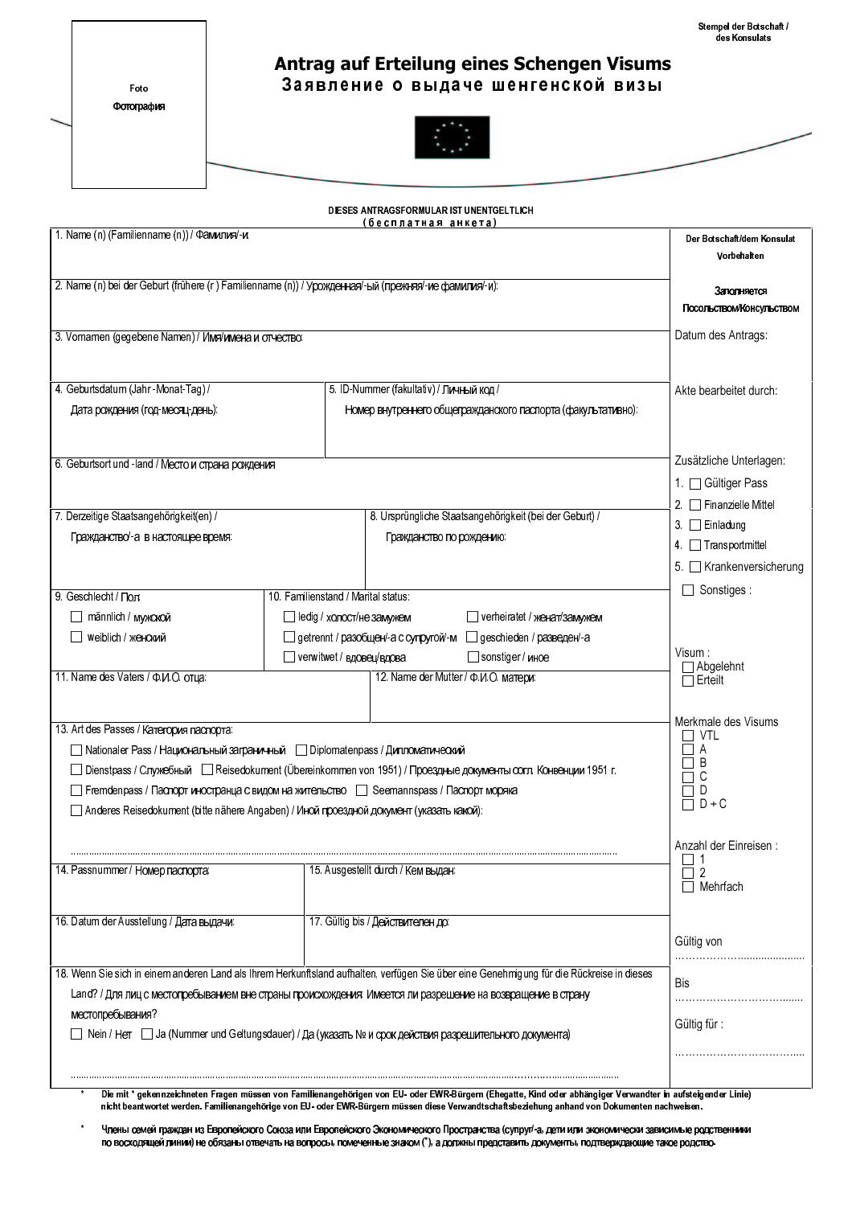Foto

Фотография

Stempel der Botschaft / des Konsulats

# Antrag auf Erteilung eines Schengen Visums

## Заявление о выдаче шенгенской визы

**DIESES ANTRAGSFORMULAR IST UNENTGELTLICH**
**(бесплатная анкета)**

| | |
|---|---|
| 1. Name (n) (Familienname (n)) / Фамилия/-и: | Der Botschaft/dem Konsulat Vorbehalten<br><br>Заполняется Посольством/Консульством |
| 2. Name (n) bei der Geburt (frühere (r ) Familienname (n)) / Урожденная/-ый (прежняя/-ие фамилия/-и): | |
| 3. Vornamen (gegebene Namen) / Имя/имена и отчество: | Datum des Antrags: |
| 4. Geburtsdatum (Jahr-Monat-Tag) / Дата рождения (год-месяц-день): ; 5. ID-Nummer (fakultativ) / Личный код / Номер внутреннего общегражданского паспорта (факультативно): | Akte bearbeitet durch: |
| 6. Geburtsort und -land / Место и страна рождения | Zusätzliche Unterlagen:<br>1. ☐ Gültiger Pass<br>2. ☐ Finanzielle Mittel |
| 7. Derzeitige Staatsangehörigkeit(en) / Гражданство/-а в настоящее время: ; 8. Ursprüngliche Staatsangehörigkeit (bei der Geburt) / Гражданство по рождению: | 3. ☐ Einladung<br>4. ☐ Transportmittel<br>5. ☐ Krankenversicherung<br>☐ Sonstiges : |
| 9. Geschlecht / Пол: ☐ männlich / мужской ☐ weiblich / женский ; 10. Familienstand / Marital status: ☐ ledig / холост/не замужем ☐ verheiratet / женат/замужем ☐ getrennt / разобщен/-а с супругой/-м ☐ geschieden / разведен/-а ☐ verwitwet / вдовец/вдова ☐ sonstiger / иное | Visum :<br>☐ Abgelehnt<br>☐ Erteilt |
| 11. Name des Vaters / Ф.И.О. отца: ; 12. Name der Mutter / Ф.И.О. матери: | |
| 13. Art des Passes / Категория паспорта:<br>☐ Nationaler Pass / Национальный заграничный ☐ Diplomatenpass / Дипломатический<br>☐ Dienstpass / Служебный ☐ Reisedokument (Übereinkommen von 1951) / Проездные документы согл. Конвенции 1951 г.<br>☐ Fremdenpass / Паспорт иностранца с видом на жительство ☐ Seemannspass / Паспорт моряка<br>☐ Anderes Reisedokument (bitte nähere Angaben) / Иной проездной документ (указать какой):<br>........................................ | Merkmale des Visums<br>☐ VTL<br>☐ A<br>☐ B<br>☐ C<br>☐ D<br>☐ D + C |
| 14. Passnummer / Номер паспорта: ; 15. Ausgestellt durch / Кем выдан: | Anzahl der Einreisen :<br>☐ 1<br>☐ 2<br>☐ Mehrfach |
| 16. Datum der Ausstellung / Дата выдачи: ; 17. Gültig bis / Действителен до: | Gültig von<br>.................................... |
| 18. Wenn Sie sich in einem anderen Land als Ihrem Herkunftsland aufhalten, verfügen Sie über eine Genehmigung für die Rückreise in dieses Land? / Для лиц с местопребыванием вне страны происхождения: Имеется ли разрешение на возвращение в страну местопребывания?<br>☐ Nein / Нет ☐ Ja (Nummer und Geltungsdauer) / Да (указать № и срок действия разрешительного документа)<br>........................................ | Bis<br>....................................<br>Gültig für :<br>.................................... |

\* **Die mit \* gekennzeichneten Fragen müssen von Familienangehörigen von EU- oder EWR-Bürgern (Ehegatte, Kind oder abhängiger Verwandter in aufsteigender Linie) nicht beantwortet werden. Familienangehörige von EU- oder EWR-Bürgern müssen diese Verwandtschaftsbeziehung anhand von Dokumenten nachweisen.**

\* **Члены семей граждан из Европейского Союза или Европейского Экономического Пространства (супруг/-а, дети или экономически зависимые родственники по восходящей линии) не обязаны отвечать на вопросы, помеченные знаком (\*), а должны представить документы, подтверждающие такое родство.**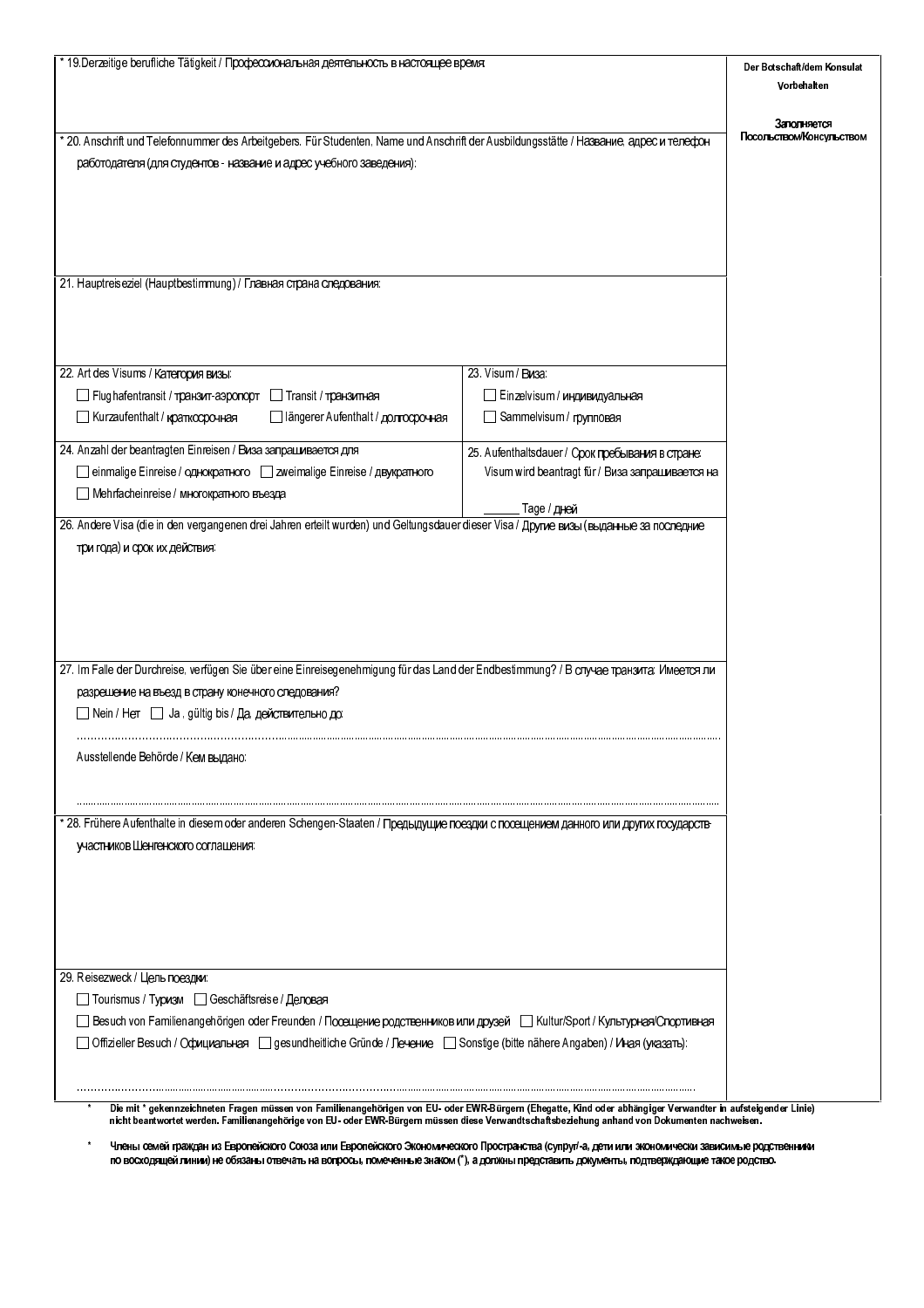| | Der Botschaft/dem Konsulat Vorbehalten<br><br>Заполняется Посольством/Консульством |
|---|---|
| * 19. Derzeitige berufliche Tätigkeit / Профессиональная деятельность в настоящее время: | |
| * 20. Anschrift und Telefonnummer des Arbeitgebers. Für Studenten, Name und Anschrift der Ausbildungsstätte / Название, адрес и телефон работодателя (для студентов - название и адрес учебного заведения): | |
| 21. Hauptreiseziel (Hauptbestimmung) / Главная страна следования: | |
| 22. Art des Visums / Категория визы:<br>☐ Flughafentransit / транзит-аэропорт ☐ Transit / транзитная<br>☐ Kurzaufenthalt / краткосрочная ☐ längerer Aufenthalt / долгосрочная<br><br>23. Visum / Виза:<br>☐ Einzelvisum / индивидуальная<br>☐ Sammelvisum / групповая | |
| 24. Anzahl der beantragten Einreisen / Виза запрашивается для<br>☐ einmalige Einreise / однократного ☐ zweimalige Einreise / двукратного<br>☐ Mehrfacheinreise / многократного въезда<br><br>25. Aufenthaltsdauer / Срок пребывания в стране:<br>Visum wird beantragt für / Виза запрашивается на<br>______ Tage / дней | |
| 26. Andere Visa (die in den vergangenen drei Jahren erteilt wurden) und Geltungsdauer dieser Visa / Другие визы (выданные за последние три года) и срок их действия: | |
| 27. Im Falle der Durchreise, verfügen Sie über eine Einreisegenehmigung für das Land der Endbestimmung? / В случае транзита: Имеется ли разрешение на въезд в страну конечного следования?<br>☐ Nein / Нет ☐ Ja , gültig bis / Да, действительно до:<br>..........<br>Ausstellende Behörde / Кем выдано:<br>.......... | |
| * 28. Frühere Aufenthalte in diesem oder anderen Schengen-Staaten / Предыдущие поездки с посещением данного или других государств-участников Шенгенского соглашения: | |
| 29. Reisezweck / Цель поездки:<br>☐ Tourismus / Туризм ☐ Geschäftsreise / Деловая<br>☐ Besuch von Familienangehörigen oder Freunden / Посещение родственников или друзей ☐ Kultur/Sport / Культурная/Спортивная<br>☐ Offizieller Besuch / Официальная ☐ gesundheitliche Gründe / Лечение ☐ Sonstige (bitte nähere Angaben) / Иная (указать):<br>.......... | |

\* **Die mit \* gekennzeichneten Fragen müssen von Familienangehörigen von EU- oder EWR-Bürgern (Ehegatte, Kind oder abhängiger Verwandter in aufsteigender Linie) nicht beantwortet werden. Familienangehörige von EU- oder EWR-Bürgern müssen diese Verwandtschaftsbeziehung anhand von Dokumenten nachweisen.**

\* **Члены семей граждан из Европейского Союза или Европейского Экономического Пространства (супруг/-а, дети или экономически зависимые родственники по восходящей линии) не обязаны отвечать на вопросы, помеченные знаком (\*), а должны представить документы, подтверждающие такое родство.**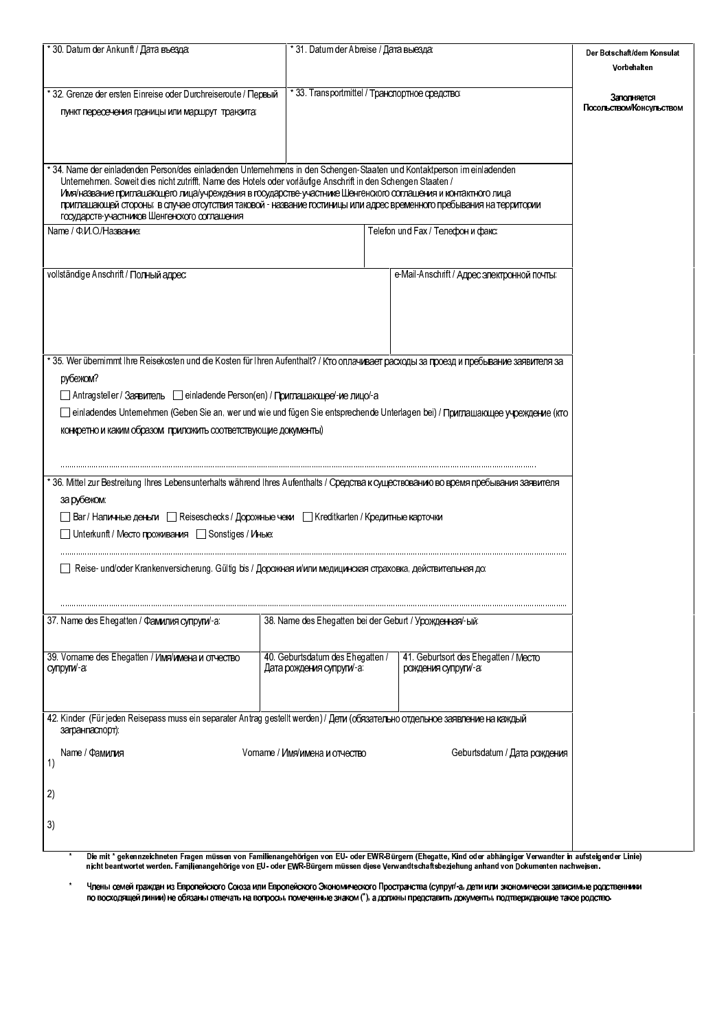| * 30. Datum der Ankunft / Дата въезда: | * 31. Datum der Abreise / Дата выезда: | Der Botschaft/dem Konsulat Vorbehalten<br><br>Заполняется Посольством/Консульством |
|---|---|---|
| * 32. Grenze der ersten Einreise oder Durchreiseroute / Первый пункт пересечения границы или маршрут транзита: | * 33. Transportmittel / Транспортное средство: | |

\* 34. Name der einladenden Person/des einladenden Unternehmens in den Schengen-Staaten und Kontaktperson im einladenden Unternehmen. Soweit dies nicht zutrifft, Name des Hotels oder vorläufige Anschrift in den Schengen Staaten / Имя/название приглашающего лица/учреждения в государстве-участнике Шенгенского соглашения и контактного лица приглашающей стороны: в случае отсутствия таковой - название гостиницы или адрес временного пребывания на территории государств-участников Шенгенского соглашения

| Name / Ф.И.О./Название: | Telefon und Fax / Телефон и факс: |
|---|---|
| vollständige Anschrift / Полный адрес: | e-Mail-Anschrift / Адрес электронной почты: |

\* 35. Wer übernimmt Ihre Reisekosten und die Kosten für Ihren Aufenthalt? / Кто оплачивает расходы за проезд и пребывание заявителя за рубежом?

☐ Antragsteller / Заявитель ☐ einladende Person(en) / Приглашающее/-ие лицо/-а

☐ einladendes Unternehmen (Geben Sie an, wer und wie und fügen Sie entsprechende Unterlagen bei) / Приглашающее учреждение (кто конкретно и каким образом: приложить соответствующие документы)

.............................................................................................................................................................................................

\* 36. Mittel zur Bestreitung Ihres Lebensunterhalts während Ihres Aufenthalts / Средства к существованию во время пребывания заявителя за рубежом:

☐ Bar / Наличные деньги ☐ Reiseschecks / Дорожные чеки ☐ Kreditkarten / Кредитные карточки

☐ Unterkunft / Место проживания ☐ Sonstiges / Иные:

.............................................................................................................................................................................................

☐ Reise- und/oder Krankenversicherung. Gültig bis / Дорожная и/или медицинская страховка, действительная до:

.............................................................................................................................................................................................

| 37. Name des Ehegatten / Фамилия супруги/-а: | 38. Name des Ehegatten bei der Geburt / Урожденная/-ый: | |
|---|---|---|
| 39. Vorname des Ehegatten / Имя/имена и отчество супруги/-а: | 40. Geburtsdatum des Ehegatten / Дата рождения супруги/-а: | 41. Geburtsort des Ehegatten / Место рождения супруги/-а: |

42. Kinder (Für jeden Reisepass muss ein separater Antrag gestellt werden) / Дети (обязательно отдельное заявление на каждый загранпаспорт):

| | Name / Фамилия | Vorname / Имя/имена и отчество | Geburtsdatum / Дата рождения |
|---|---|---|---|
| 1) | | | |
| 2) | | | |
| 3) | | | |

\* **Die mit \* gekennzeichneten Fragen müssen von Familienangehörigen von EU- oder EWR-Bürgern (Ehegatte, Kind oder abhängiger Verwandter in aufsteigender Linie) nicht beantwortet werden. Familienangehörige von EU- oder EWR-Bürgern müssen diese Verwandtschaftsbeziehung anhand von Dokumenten nachweisen.**

\* **Члены семей граждан из Европейского Союза или Европейского Экономического Пространства (супруг/-а, дети или экономически зависимые родственники по восходящей линии) не обязаны отвечать на вопросы, помеченные знаком (\*), а должны представить документы, подтверждающие такое родство.**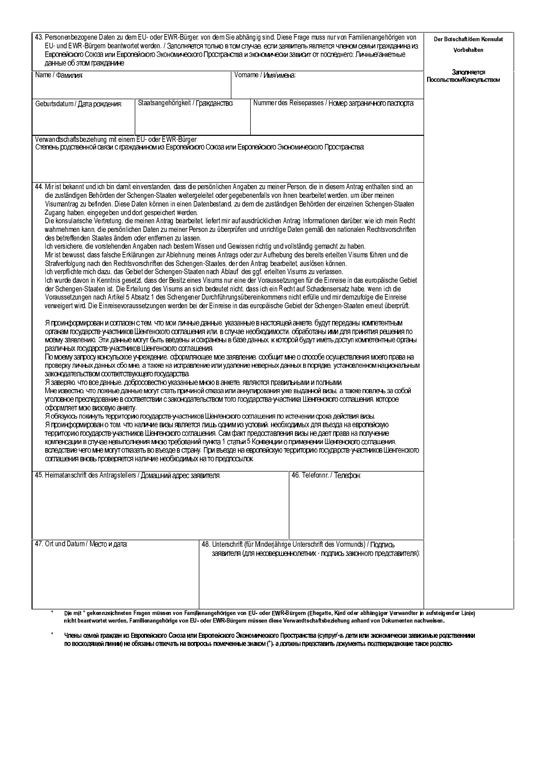| 43. Personenbezogene Daten zu dem EU- oder EWR-Bürger, von dem Sie abhängig sind. Diese Frage muss nur von Familienangehörigen von EU- und EWR-Bürgern beantwortet werden. / Заполняется только в том случае, если заявитель является членом семьи гражданина из Европейского Союза или Европейского Экономического Пространства и экономически зависит от последнего: Личные/анкетные данные об этом гражданине | | | Der Botschaft/dem Konsulat Vorbehalten |
|---|---|---|---|
| Name / Фамилия: | | Vorname / Имя/имена: | Заполняется Посольством/Консульством |
| Geburtsdatum / Дата рождения: | Staatsangehörigkeit / Гражданство: | Nummer des Reisepasses / Номер заграничного паспорта: | |
| Verwandtschaftsbeziehung mit einem EU- oder EWR-Bürger<br>Степень родственной связи с гражданином из Европейского Союза или Европейского Экономического Пространства: | | | |

44. Mir ist bekannt und ich bin damit einverstanden, dass die persönlichen Angaben zu meiner Person, die in diesem Antrag enthalten sind, an die zuständigen Behörden der Schengen-Staaten weitergeleitet oder gegebenenfalls von ihnen bearbeitet werden, um über meinen Visumantrag zu befinden. Diese Daten können in einen Datenbestand, zu dem die zuständigen Behörden der einzelnen Schengen-Staaten Zugang haben, eingegeben und dort gespeichert werden.
Die konsularische Vertretung, die meinen Antrag bearbeitet, liefert mir auf ausdrücklichen Antrag Informationen darüber, wie ich mein Recht wahrnehmen kann, die persönlichen Daten zu meiner Person zu überprüfen und unrichtige Daten gemäß den nationalen Rechtsvorschriften des betreffenden Staates ändern oder entfernen zu lassen.
Ich versichere, die vorstehenden Angaben nach bestem Wissen und Gewissen richtig und vollständig gemacht zu haben.
Mir ist bewusst, dass falsche Erklärungen zur Ablehnung meines Antrags oder zur Aufhebung des bereits erteilten Visums führen und die Strafverfolgung nach den Rechtsvorschriften des Schengen-Staates, der den Antrag bearbeitet, auslösen können.
Ich verpflichte mich dazu, das Gebiet der Schengen-Staaten nach Ablauf des ggf. erteilten Visums zu verlassen.
Ich wurde davon in Kenntnis gesetzt, dass der Besitz eines Visums nur eine der Voraussetzungen für die Einreise in das europäische Gebiet der Schengen-Staaten ist. Die Erteilung des Visums an sich bedeutet nicht, dass ich ein Recht auf Schadensersatz habe, wenn ich die Voraussetzungen nach Artikel 5 Absatz 1 des Schengener Durchführungsübereinkommens nicht erfülle und mir demzufolge die Einreise verweigert wird. Die Einreisevoraussetzungen werden bei der Einreise in das europäische Gebiet der Schengen-Staaten erneut überprüft.

Я проинформирован и согласен с тем, что мои личные данные, указанные в настоящей анкете, будут переданы компетентным органам государств-участников Шенгенского соглашения или, в случае необходимости, обработаны ими для принятия решения по моему заявлению. Эти данные могут быть введены и сохранены в базе данных, к которой будут иметь доступ компетентные органы различных государств-участников Шенгенского соглашения.
По моему запросу консульское учреждение, оформляющее мое заявление, сообщит мне о способе осуществления моего права на проверку личных данных обо мне, а также на исправление или удаление неверных данных в порядке, установленном национальным законодательством соответствующего государства.
Я заверяю, что все данные, добросовестно указанные мною в анкете, являются правильными и полными.
Мне известно, что ложные данные могут стать причиной отказа или аннулирования уже выданной визы, а также повлечь за собой уголовное преследование в соответствии с законодательством того государства-участника Шенгенского соглашения, которое оформляет мою визовую анкету.
Я обязуюсь покинуть территорию государств-участников Шенгенского соглашения по истечении срока действия визы.
Я проинформирован о том, что наличие визы является лишь одним из условий, необходимых для въезда на европейскую территорию государств-участников Шенгенского соглашения. Сам факт предоставления визы не дает права на получение компенсации в случае невыполнения мною требований пункта 1 статьи 5 Конвенции о применении Шенгенского соглашения, вследствие чего мне могут отказать во въезде в страну. При въезде на европейскую территорию государств-участников Шенгенского соглашения вновь проверяется наличие необходимых на то предпосылок.

| 45. Heimatanschrift des Antragstellers / Домашний адрес заявителя: | 46. Telefonnr. / Телефон: |
|---|---|
| 47. Ort und Datum / Место и дата: | 48. Unterschrift (für Minderjährige Unterschrift des Vormunds) / Подпись заявителя (для несовершеннолетних - подпись законного представителя): |

\* **Die mit \* gekennzeichneten Fragen müssen von Familienangehörigen von EU- oder EWR-Bürgern (Ehegatte, Kind oder abhängiger Verwandter in aufsteigender Linie) nicht beantwortet werden. Familienangehörige von EU- oder EWR-Bürgern müssen diese Verwandtschaftsbeziehung anhand von Dokumenten nachweisen.**

\* **Члены семей граждан из Европейского Союза или Европейского Экономического Пространства (супруг/-а, дети или экономически зависимые родственники по восходящей линии) не обязаны отвечать на вопросы, помеченные знаком (\*), а должны представить документы, подтверждающие такое родство.**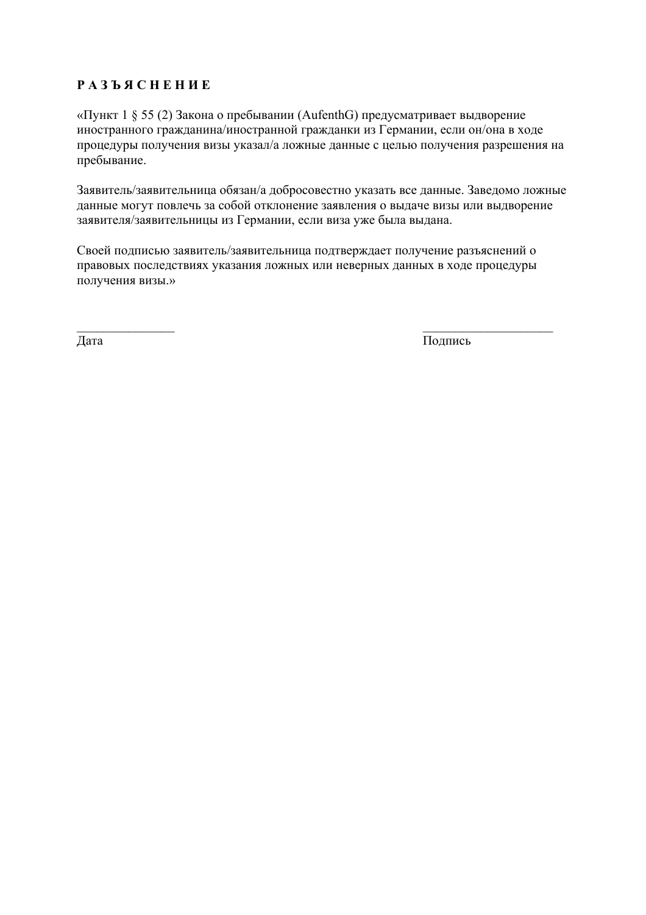**Р А З Ъ Я С Н Е Н И Е**

«Пункт 1 § 55 (2) Закона о пребывании (AufenthG) предусматривает выдворение иностранного гражданина/иностранной гражданки из Германии, если он/она в ходе процедуры получения визы указал/а ложные данные с целью получения разрешения на пребывание.

Заявитель/заявительница обязан/а добросовестно указать все данные. Заведомо ложные данные могут повлечь за собой отклонение заявления о выдаче визы или выдворение заявителя/заявительницы из Германии, если виза уже была выдана.

Своей подписью заявитель/заявительница подтверждает получение разъяснений о правовых последствиях указания ложных или неверных данных в ходе процедуры получения визы.»

_______________ ____________________

Дата Подпись